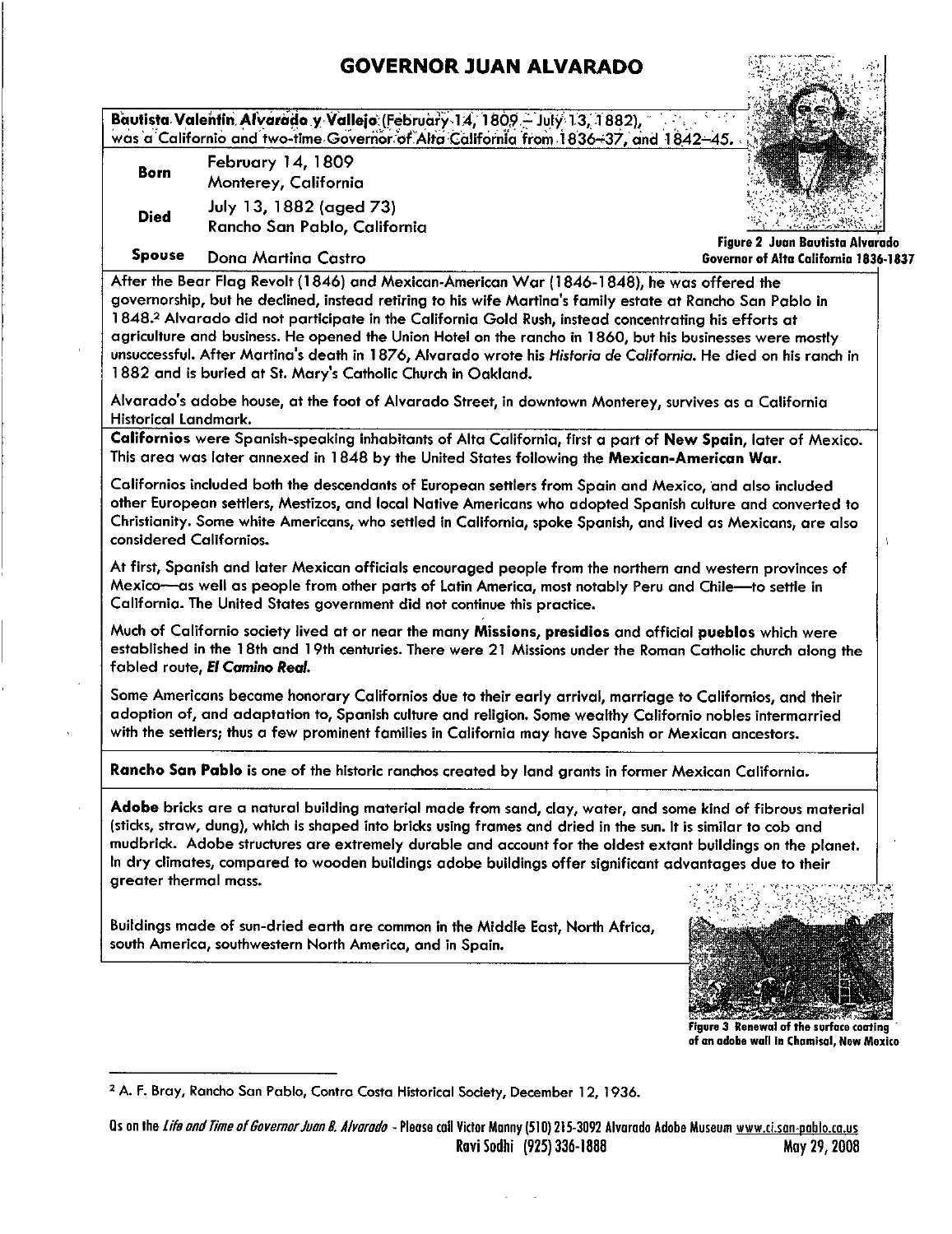# GOVERNOR JUAN ALVARADO

**Bautista Valentin Alvarado y Vallejo** (February 14, 1809 – July 13, 1882), was a Californio and two-time Governor of *Alta California* from 1836–37, and 1842–45.

| | |
|---|---|
| **Born** | February 14, 1809<br>Monterey, California |
| **Died** | July 13, 1882 (aged 73)<br>Rancho San Pablo, California |
| **Spouse** | Dona Martina Castro |

**Figure 2 Juan Bautista Alvarado Governor of Alta California 1836-1837**

After the Bear Flag Revolt (1846) and Mexican-American War (1846-1848), he was offered the governorship, but he declined, instead retiring to his wife Martina's family estate at Rancho San Pablo in 1848.[2] Alvarado did not participate in the California Gold Rush, instead concentrating his efforts at agriculture and business. He opened the Union Hotel on the rancho in 1860, but his businesses were mostly unsuccessful. After Martina's death in 1876, Alvarado wrote his *Historia de California*. He died on his ranch in 1882 and is buried at St. Mary's Catholic Church in Oakland.

Alvarado's adobe house, at the foot of Alvarado Street, in downtown Monterey, survives as a California Historical Landmark.

**Californios** were Spanish-speaking inhabitants of Alta California, first a part of **New Spain**, later of Mexico. This area was later annexed in 1848 by the United States following the **Mexican-American War.**

Californios included both the descendants of European settlers from Spain and Mexico, and also included other European settlers, Mestizos, and local Native Americans who adopted Spanish culture and converted to Christianity. Some white Americans, who settled in California, spoke Spanish, and lived as Mexicans, are also considered Californios.

At first, Spanish and later Mexican officials encouraged people from the northern and western provinces of Mexico—as well as people from other parts of Latin America, most notably Peru and Chile—to settle in California. The United States government did not continue this practice.

Much of Californio society lived at or near the many **Missions, presidios** and official **pueblos** which were established in the 18th and 19th centuries. There were 21 Missions under the Roman Catholic church along the fabled route, ***El Camino Real.***

Some Americans became honorary Californios due to their early arrival, marriage to Californios, and their adoption of, and adaptation to, Spanish culture and religion. Some wealthy Californio nobles intermarried with the settlers; thus a few prominent families in California may have Spanish or Mexican ancestors.

**Rancho San Pablo** is one of the historic ranchos created by land grants in former Mexican California.

**Adobe** bricks are a natural building material made from sand, clay, water, and some kind of fibrous material (sticks, straw, dung), which is shaped into bricks using frames and dried in the sun. It is similar to cob and mudbrick. Adobe structures are extremely durable and account for the oldest extant buildings on the planet. In dry climates, compared to wooden buildings adobe buildings offer significant advantages due to their greater thermal mass.

Buildings made of sun-dried earth are common in the Middle East, North Africa, south America, southwestern North America, and in Spain.

**Figure 3 Renewal of the surface coating of an adobe wall in Chamisal, New Mexico**

---

[2] A. F. Bray, Rancho San Pablo, Contra Costa Historical Society, December 12, 1936.

Qs on the *Life and Time of Governor Juan B. Alvarado* - Please call Victor Manny (510) 215-3092 Alvarado Adobe Museum www.ci.san-pablo.ca.us
Ravi Sodhi (925) 336-1888 May 29, 2008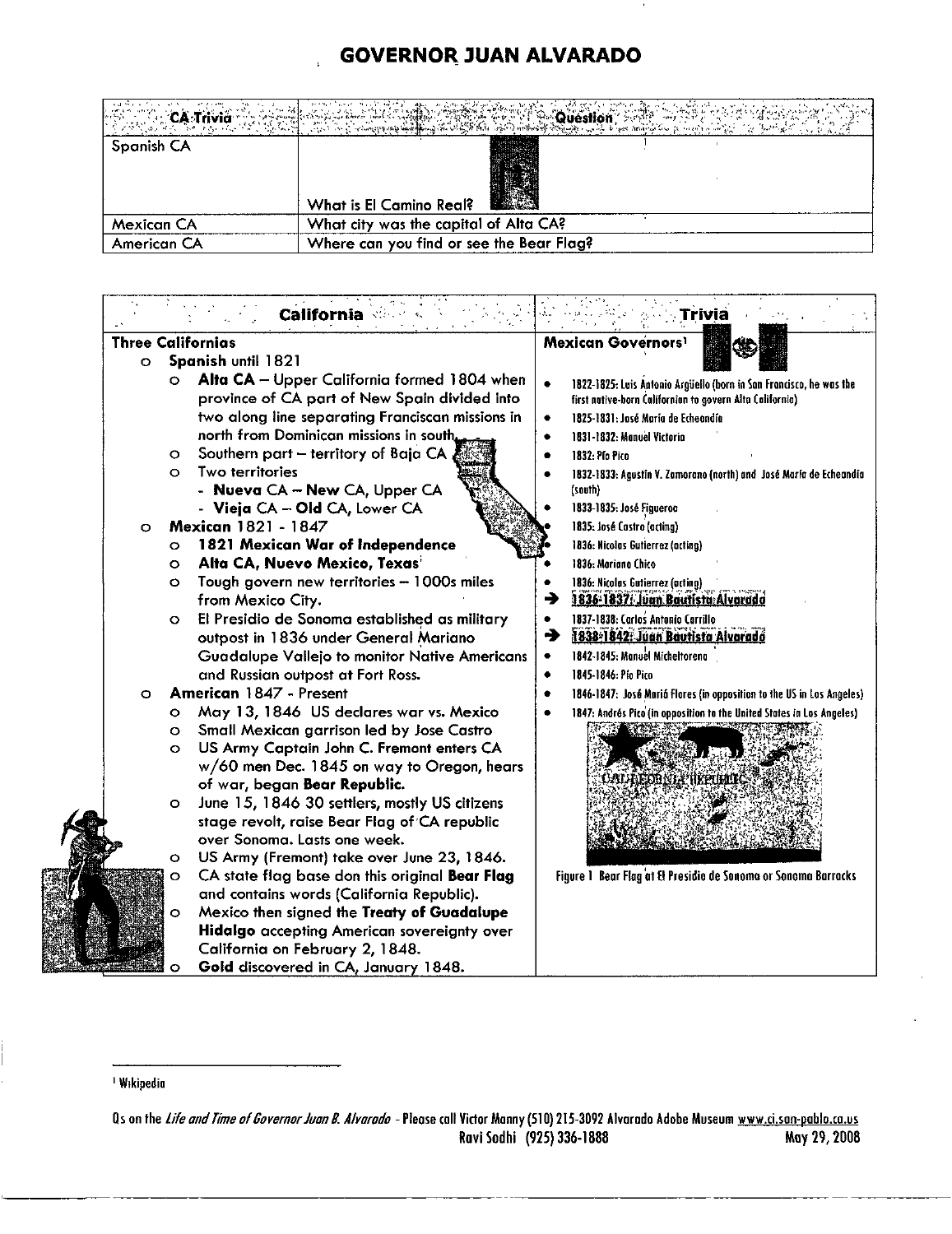# GOVERNOR JUAN ALVARADO

| CA Trivia | Question |
|---|---|
| Spanish CA | What is El Camino Real? |
| Mexican CA | What city was the capital of Alta CA? |
| American CA | Where can you find or see the Bear Flag? |

| California | Trivia |
|---|---|
| **Three Californias**<br>- **Spanish** until 1821<br>  - **Alta CA** – Upper California formed 1804 when province of CA part of New Spain divided into two along line separating Franciscan missions in north from Dominican missions in south.<br>  - Southern part – territory of Baja CA<br>  - Two territories<br>    - **Nueva** CA – **New** CA, Upper CA<br>    - **Vieja** CA – **Old** CA, Lower CA<br>- **Mexican** 1821 - 1847<br>  - **1821 Mexican War of Independence**<br>  - **Alta CA, Nuevo Mexico, Texas**[1]<br>  - Tough govern new territories – 1000s miles from Mexico City.<br>  - El Presidio de Sonoma established as military outpost in 1836 under General Mariano Guadalupe Vallejo to monitor Native Americans and Russian outpost at Fort Ross.<br>- **American** 1847 - Present<br>  - May 13, 1846 US declares war vs. Mexico<br>  - Small Mexican garrison led by Jose Castro<br>  - US Army Captain John C. Fremont enters CA w/60 men Dec. 1845 on way to Oregon, hears of war, began **Bear Republic.**<br>  - June 15, 1846 30 settlers, mostly US citizens stage revolt, raise Bear Flag of CA republic over Sonoma. Lasts one week.<br>  - US Army (Fremont) take over June 23, 1846.<br>  - CA state flag base don this original **Bear Flag** and contains words (California Republic).<br>  - Mexico then signed the **Treaty of Guadalupe Hidalgo** accepting American sovereignty over California on February 2, 1848.<br>  - **Gold** discovered in CA, January 1848. | **Mexican Governors**[1]<br>- 1822-1825: Luis Antonio Argüello (born in San Francisco, he was the first native-born Californian to govern Alta California)<br>- 1825-1831: José María de Echeandía<br>- 1831-1832: Manuel Victoria<br>- 1832: Pío Pico<br>- 1832-1833: Agustín V. Zamorano (north) and José María de Echeandía (south)<br>- 1833-1835: José Figueroa<br>- 1835: José Castro (acting)<br>- 1836: Nicolas Gutierrez (acting)<br>- 1836: Mariano Chico<br>- 1836: Nicolas Gutierrez (acting)<br>➔ **1836-1837: Juan Bautista Alvarado**<br>- 1837-1838: Carlos Antonio Carrillo<br>➔ **1838-1842: Juan Bautista Alvarado**<br>- 1842-1845: Manuel Micheltorena<br>- 1845-1846: Pío Pico<br>- 1846-1847: José Mariá Flores (in opposition to the US in Los Angeles)<br>- 1847: Andrés Pico (in opposition to the United States in Los Angeles)<br><br>CALIFORNIA REPUBLIC<br>Figure 1 Bear Flag at El Presidio de Sonoma or Sonoma Barracks |

[1] Wikipedia

Qs on the *Life and Time of Governor Juan B. Alvarado* - Please call Victor Manny (510) 215-3092 Alvarado Adobe Museum www.ci.san-pablo.ca.us
Ravi Sodhi (925) 336-1888 May 29, 2008